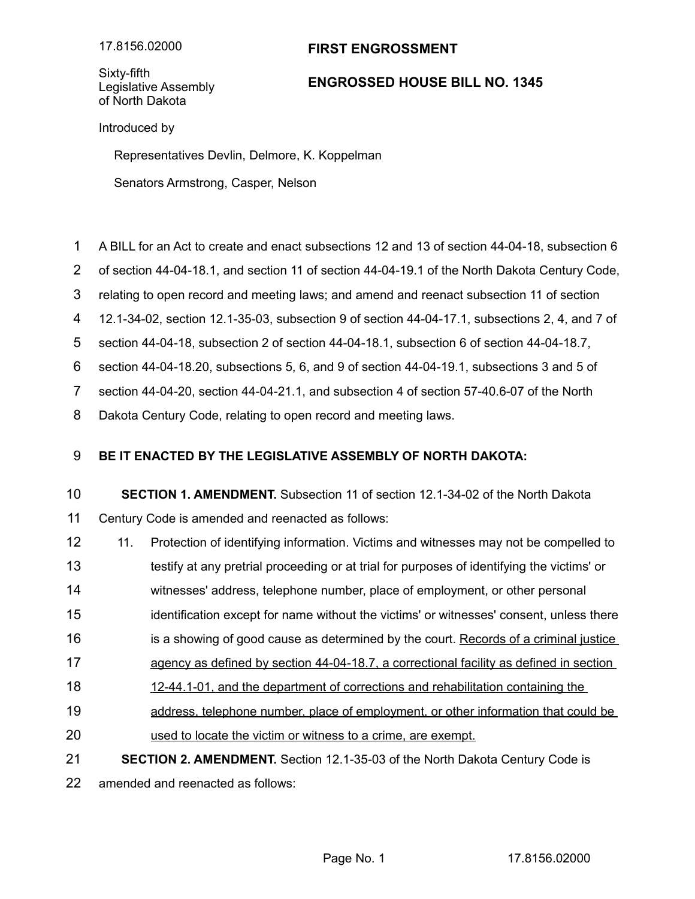17.8156.02000

Sixty-fifth
Legislative Assembly
of North Dakota

# FIRST ENGROSSMENT

# ENGROSSED HOUSE BILL NO. 1345

Introduced by

Representatives Devlin, Delmore, K. Koppelman

Senators Armstrong, Casper, Nelson

A BILL for an Act to create and enact subsections 12 and 13 of section 44-04-18, subsection 6 of section 44-04-18.1, and section 11 of section 44-04-19.1 of the North Dakota Century Code, relating to open record and meeting laws; and amend and reenact subsection 11 of section 12.1-34-02, section 12.1-35-03, subsection 9 of section 44-04-17.1, subsections 2, 4, and 7 of section 44-04-18, subsection 2 of section 44-04-18.1, subsection 6 of section 44-04-18.7, section 44-04-18.20, subsections 5, 6, and 9 of section 44-04-19.1, subsections 3 and 5 of section 44-04-20, section 44-04-21.1, and subsection 4 of section 57-40.6-07 of the North Dakota Century Code, relating to open record and meeting laws.

**BE IT ENACTED BY THE LEGISLATIVE ASSEMBLY OF NORTH DAKOTA:**

**SECTION 1. AMENDMENT.** Subsection 11 of section 12.1-34-02 of the North Dakota Century Code is amended and reenacted as follows:

11. Protection of identifying information. Victims and witnesses may not be compelled to testify at any pretrial proceeding or at trial for purposes of identifying the victims' or witnesses' address, telephone number, place of employment, or other personal identification except for name without the victims' or witnesses' consent, unless there is a showing of good cause as determined by the court. <u>Records of a criminal justice agency as defined by section 44-04-18.7, a correctional facility as defined in section 12-44.1-01, and the department of corrections and rehabilitation containing the address, telephone number, place of employment, or other information that could be used to locate the victim or witness to a crime, are exempt.</u>

**SECTION 2. AMENDMENT.** Section 12.1-35-03 of the North Dakota Century Code is amended and reenacted as follows: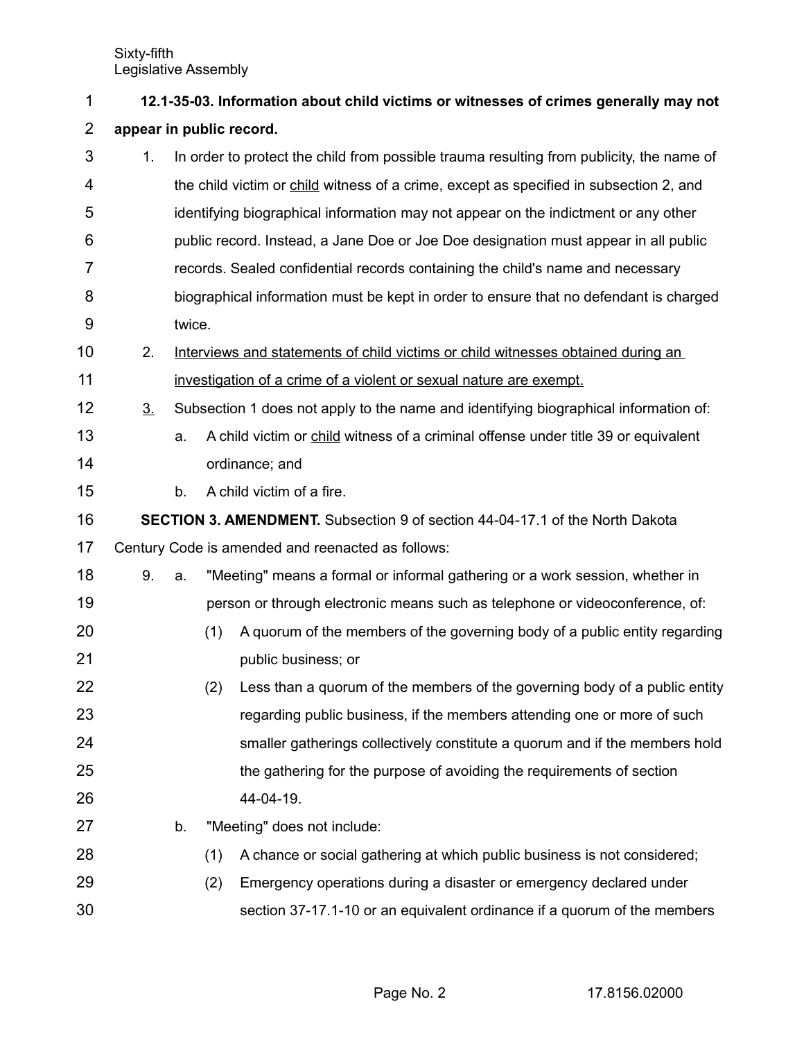**12.1-35-03. Information about child victims or witnesses of crimes generally may not appear in public record.**

1. In order to protect the child from possible trauma resulting from publicity, the name of the child victim or child witness of a crime, except as specified in subsection 2, and identifying biographical information may not appear on the indictment or any other public record. Instead, a Jane Doe or Joe Doe designation must appear in all public records. Sealed confidential records containing the child's name and necessary biographical information must be kept in order to ensure that no defendant is charged twice.
2. Interviews and statements of child victims or child witnesses obtained during an investigation of a crime of a violent or sexual nature are exempt.
3. Subsection 1 does not apply to the name and identifying biographical information of:
   - a. A child victim or child witness of a criminal offense under title 39 or equivalent ordinance; and
   - b. A child victim of a fire.

**SECTION 3. AMENDMENT.** Subsection 9 of section 44-04-17.1 of the North Dakota Century Code is amended and reenacted as follows:

9. a. "Meeting" means a formal or informal gathering or a work session, whether in person or through electronic means such as telephone or videoconference, of:
      - (1) A quorum of the members of the governing body of a public entity regarding public business; or
      - (2) Less than a quorum of the members of the governing body of a public entity regarding public business, if the members attending one or more of such smaller gatherings collectively constitute a quorum and if the members hold the gathering for the purpose of avoiding the requirements of section 44-04-19.

   b. "Meeting" does not include:
      - (1) A chance or social gathering at which public business is not considered;
      - (2) Emergency operations during a disaster or emergency declared under section 37-17.1-10 or an equivalent ordinance if a quorum of the members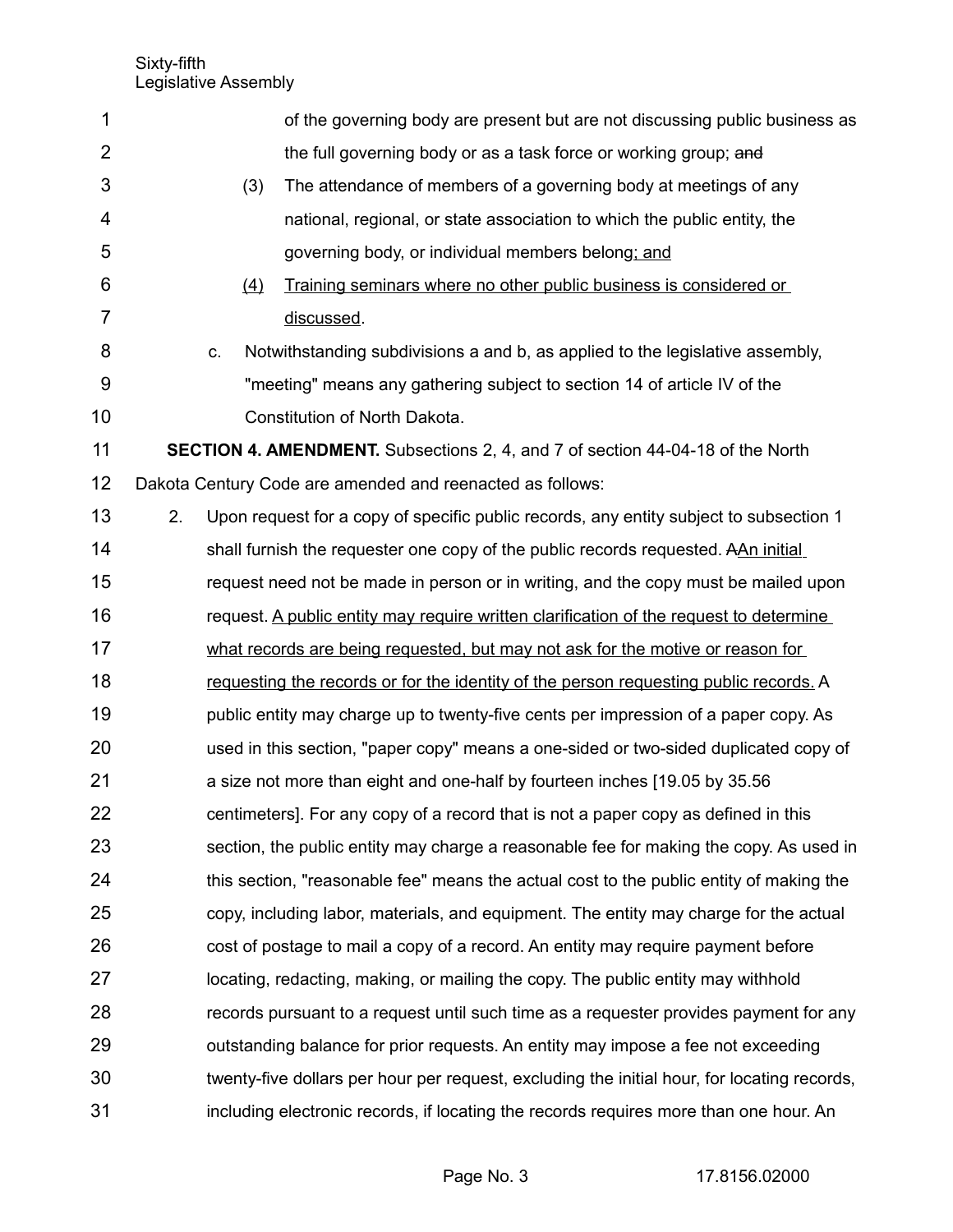of the governing body are present but are not discussing public business as the full governing body or as a task force or working group; ~~and~~

(3) The attendance of members of a governing body at meetings of any national, regional, or state association to which the public entity, the governing body, or individual members belong<u>; and</u>

<u>(4)</u> <u>Training seminars where no other public business is considered or discussed</u>.

c. Notwithstanding subdivisions a and b, as applied to the legislative assembly, "meeting" means any gathering subject to section 14 of article IV of the Constitution of North Dakota.

**SECTION 4. AMENDMENT.** Subsections 2, 4, and 7 of section 44-04-18 of the North Dakota Century Code are amended and reenacted as follows:

2. Upon request for a copy of specific public records, any entity subject to subsection 1 shall furnish the requester one copy of the public records requested. ~~A~~<u>An initial</u> request need not be made in person or in writing, and the copy must be mailed upon request. <u>A public entity may require written clarification of the request to determine what records are being requested, but may not ask for the motive or reason for requesting the records or for the identity of the person requesting public records.</u> A public entity may charge up to twenty-five cents per impression of a paper copy. As used in this section, "paper copy" means a one-sided or two-sided duplicated copy of a size not more than eight and one-half by fourteen inches [19.05 by 35.56 centimeters]. For any copy of a record that is not a paper copy as defined in this section, the public entity may charge a reasonable fee for making the copy. As used in this section, "reasonable fee" means the actual cost to the public entity of making the copy, including labor, materials, and equipment. The entity may charge for the actual cost of postage to mail a copy of a record. An entity may require payment before locating, redacting, making, or mailing the copy. The public entity may withhold records pursuant to a request until such time as a requester provides payment for any outstanding balance for prior requests. An entity may impose a fee not exceeding twenty-five dollars per hour per request, excluding the initial hour, for locating records, including electronic records, if locating the records requires more than one hour. An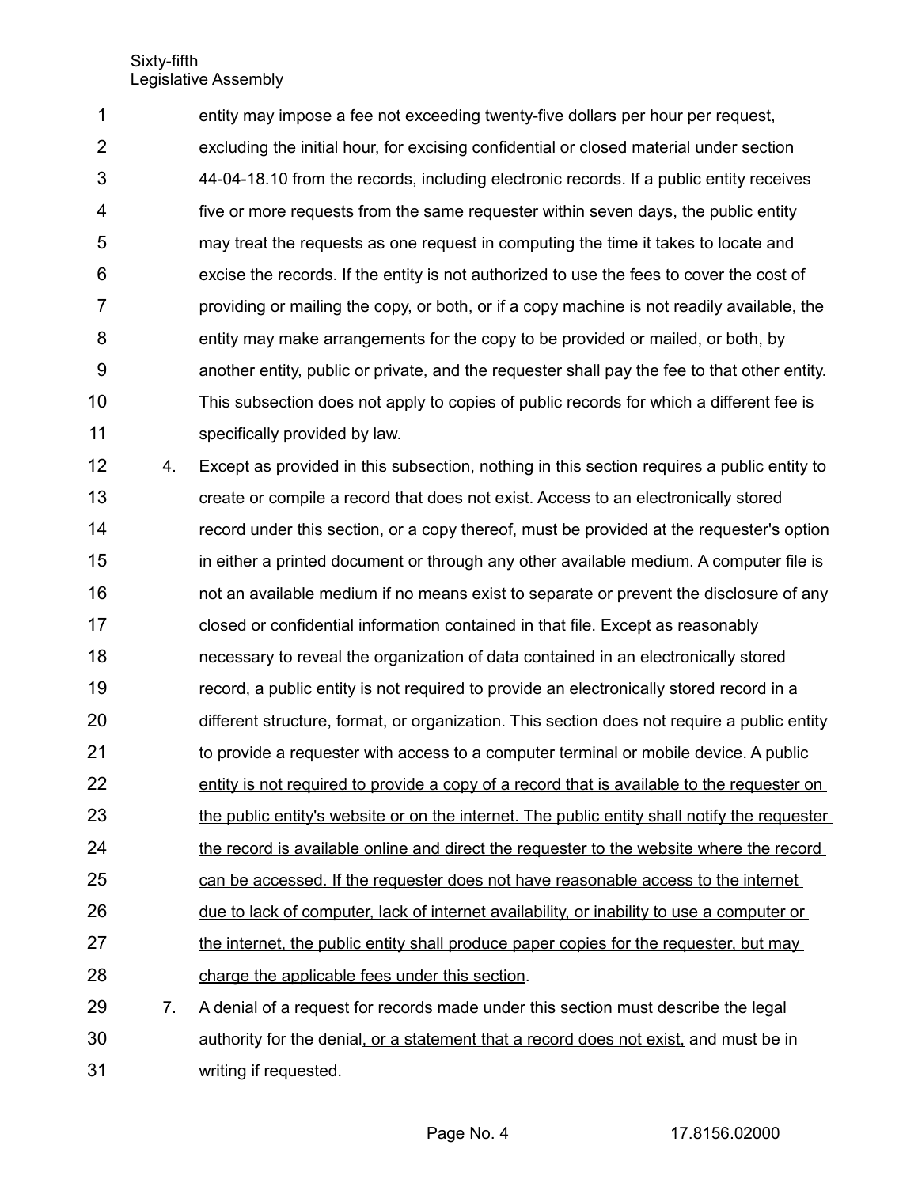entity may impose a fee not exceeding twenty-five dollars per hour per request, excluding the initial hour, for excising confidential or closed material under section 44-04-18.10 from the records, including electronic records. If a public entity receives five or more requests from the same requester within seven days, the public entity may treat the requests as one request in computing the time it takes to locate and excise the records. If the entity is not authorized to use the fees to cover the cost of providing or mailing the copy, or both, or if a copy machine is not readily available, the entity may make arrangements for the copy to be provided or mailed, or both, by another entity, public or private, and the requester shall pay the fee to that other entity. This subsection does not apply to copies of public records for which a different fee is specifically provided by law.

4. Except as provided in this subsection, nothing in this section requires a public entity to create or compile a record that does not exist. Access to an electronically stored record under this section, or a copy thereof, must be provided at the requester's option in either a printed document or through any other available medium. A computer file is not an available medium if no means exist to separate or prevent the disclosure of any closed or confidential information contained in that file. Except as reasonably necessary to reveal the organization of data contained in an electronically stored record, a public entity is not required to provide an electronically stored record in a different structure, format, or organization. This section does not require a public entity to provide a requester with access to a computer terminal <u>or mobile device. A public entity is not required to provide a copy of a record that is available to the requester on the public entity's website or on the internet. The public entity shall notify the requester the record is available online and direct the requester to the website where the record can be accessed. If the requester does not have reasonable access to the internet due to lack of computer, lack of internet availability, or inability to use a computer or the internet, the public entity shall produce paper copies for the requester, but may charge the applicable fees under this section</u>.

7. A denial of a request for records made under this section must describe the legal authority for the denial<u>, or a statement that a record does not exist,</u> and must be in writing if requested.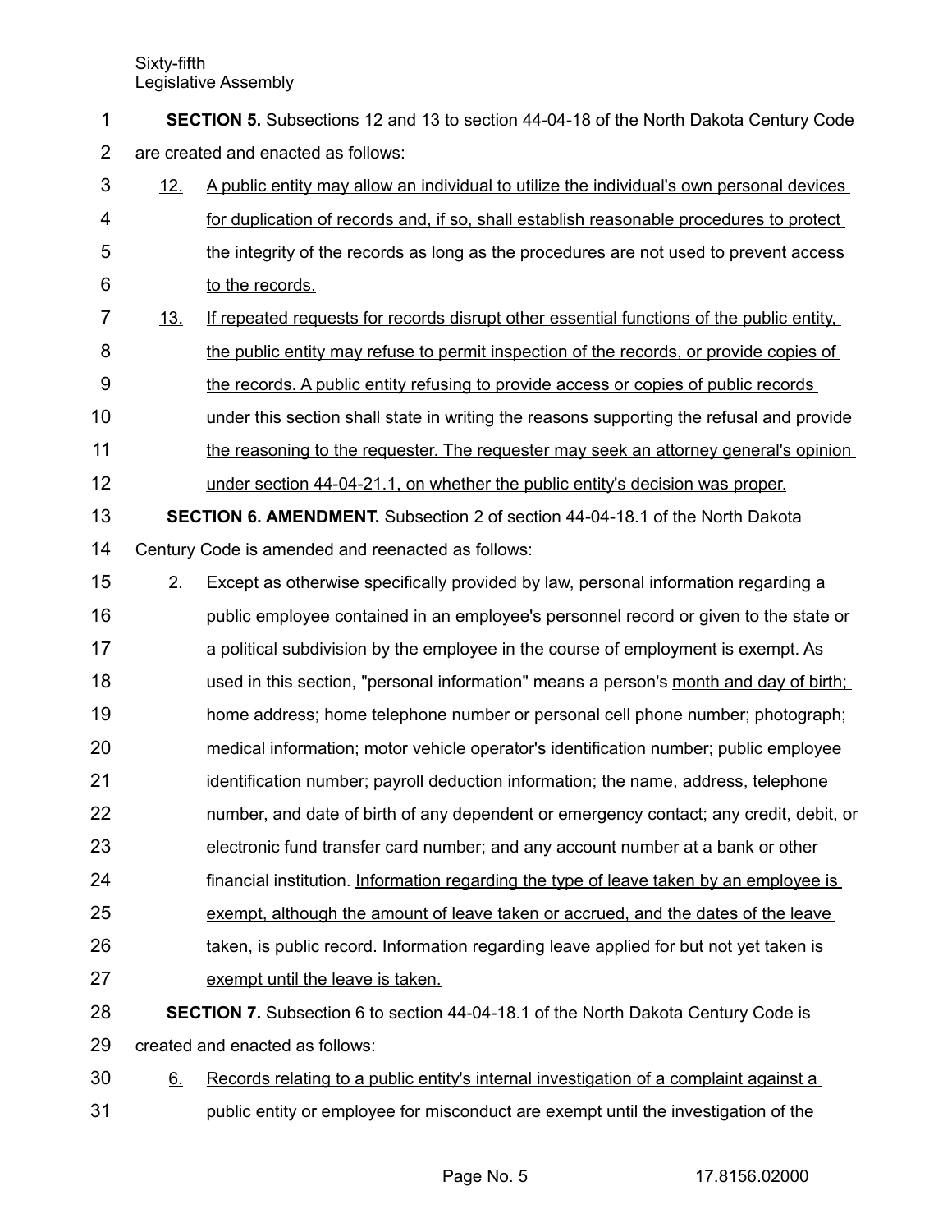**SECTION 5.** Subsections 12 and 13 to section 44-04-18 of the North Dakota Century Code are created and enacted as follows:

12. A public entity may allow an individual to utilize the individual's own personal devices for duplication of records and, if so, shall establish reasonable procedures to protect the integrity of the records as long as the procedures are not used to prevent access to the records.

13. If repeated requests for records disrupt other essential functions of the public entity, the public entity may refuse to permit inspection of the records, or provide copies of the records. A public entity refusing to provide access or copies of public records under this section shall state in writing the reasons supporting the refusal and provide the reasoning to the requester. The requester may seek an attorney general's opinion under section 44-04-21.1, on whether the public entity's decision was proper.

**SECTION 6. AMENDMENT.** Subsection 2 of section 44-04-18.1 of the North Dakota Century Code is amended and reenacted as follows:

2. Except as otherwise specifically provided by law, personal information regarding a public employee contained in an employee's personnel record or given to the state or a political subdivision by the employee in the course of employment is exempt. As used in this section, "personal information" means a person's month and day of birth; home address; home telephone number or personal cell phone number; photograph; medical information; motor vehicle operator's identification number; public employee identification number; payroll deduction information; the name, address, telephone number, and date of birth of any dependent or emergency contact; any credit, debit, or electronic fund transfer card number; and any account number at a bank or other financial institution. Information regarding the type of leave taken by an employee is exempt, although the amount of leave taken or accrued, and the dates of the leave taken, is public record. Information regarding leave applied for but not yet taken is exempt until the leave is taken.

**SECTION 7.** Subsection 6 to section 44-04-18.1 of the North Dakota Century Code is created and enacted as follows:

6. Records relating to a public entity's internal investigation of a complaint against a public entity or employee for misconduct are exempt until the investigation of the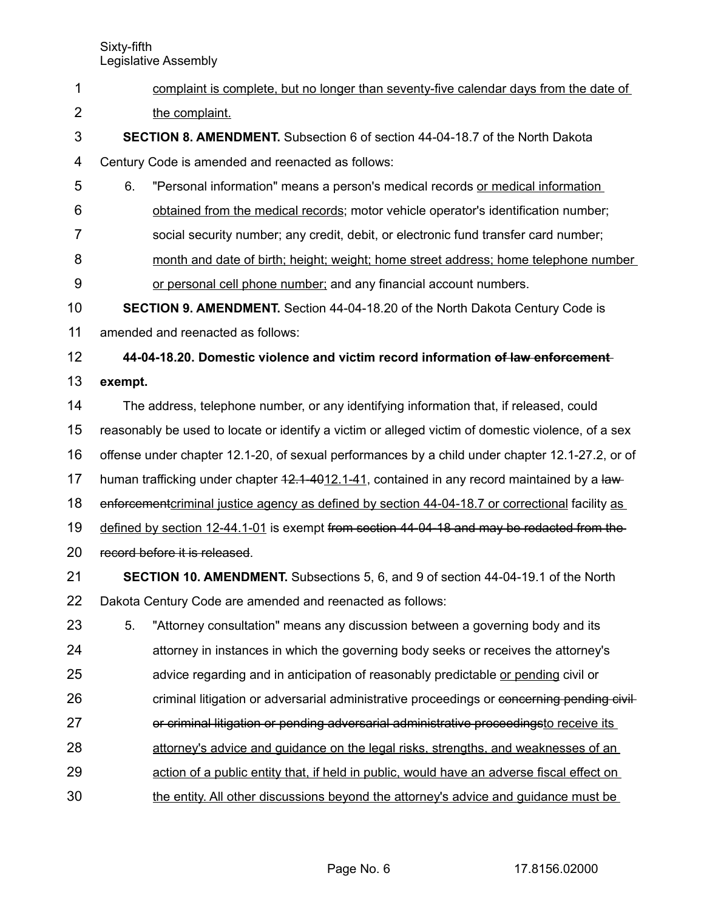complaint is complete, but no longer than seventy-five calendar days from the date of the complaint.

**SECTION 8. AMENDMENT.** Subsection 6 of section 44-04-18.7 of the North Dakota Century Code is amended and reenacted as follows:

6. "Personal information" means a person's medical records or medical information obtained from the medical records; motor vehicle operator's identification number; social security number; any credit, debit, or electronic fund transfer card number; month and date of birth; height; weight; home street address; home telephone number or personal cell phone number; and any financial account numbers.

**SECTION 9. AMENDMENT.** Section 44-04-18.20 of the North Dakota Century Code is amended and reenacted as follows:

**44-04-18.20. Domestic violence and victim record information ~~of law enforcement~~ exempt.**

The address, telephone number, or any identifying information that, if released, could reasonably be used to locate or identify a victim or alleged victim of domestic violence, of a sex offense under chapter 12.1-20, of sexual performances by a child under chapter 12.1-27.2, or of human trafficking under chapter ~~12.1-40~~12.1-41, contained in any record maintained by a ~~law enforcement~~criminal justice agency as defined by section 44-04-18.7 or correctional facility as defined by section 12-44.1-01 is exempt ~~from section 44-04-18 and may be redacted from the record before it is released~~.

**SECTION 10. AMENDMENT.** Subsections 5, 6, and 9 of section 44-04-19.1 of the North Dakota Century Code are amended and reenacted as follows:

5. "Attorney consultation" means any discussion between a governing body and its attorney in instances in which the governing body seeks or receives the attorney's advice regarding and in anticipation of reasonably predictable or pending civil or criminal litigation or adversarial administrative proceedings or ~~concerning pending civil or criminal litigation or pending adversarial administrative proceedings~~to receive its attorney's advice and guidance on the legal risks, strengths, and weaknesses of an action of a public entity that, if held in public, would have an adverse fiscal effect on the entity. All other discussions beyond the attorney's advice and guidance must be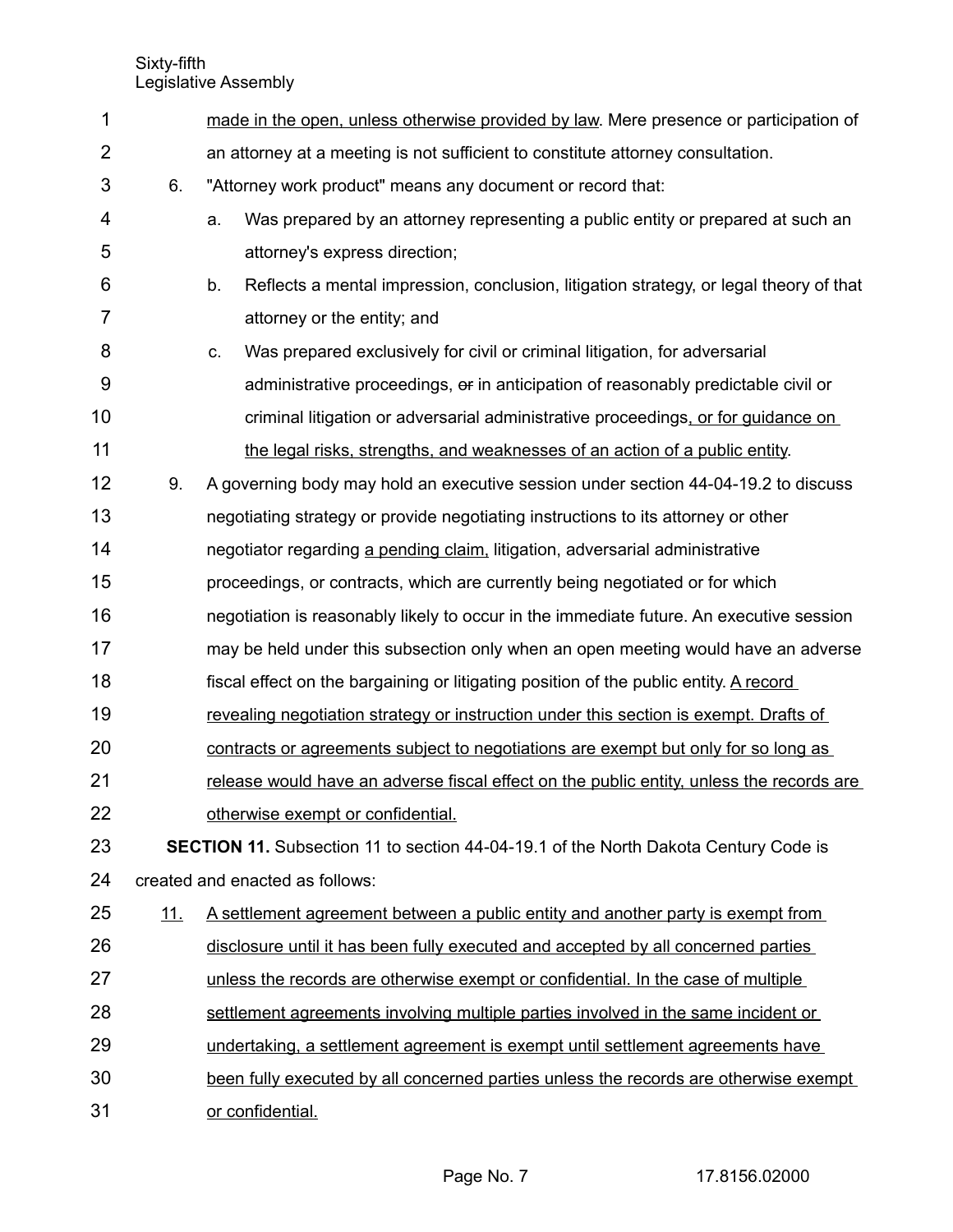made in the open, unless otherwise provided by law. Mere presence or participation of an attorney at a meeting is not sufficient to constitute attorney consultation.

6. "Attorney work product" means any document or record that:

   a. Was prepared by an attorney representing a public entity or prepared at such an attorney's express direction;

   b. Reflects a mental impression, conclusion, litigation strategy, or legal theory of that attorney or the entity; and

   c. Was prepared exclusively for civil or criminal litigation, for adversarial administrative proceedings, ~~or~~ in anticipation of reasonably predictable civil or criminal litigation or adversarial administrative proceedings, or for guidance on the legal risks, strengths, and weaknesses of an action of a public entity.

9. A governing body may hold an executive session under section 44-04-19.2 to discuss negotiating strategy or provide negotiating instructions to its attorney or other negotiator regarding a pending claim, litigation, adversarial administrative proceedings, or contracts, which are currently being negotiated or for which negotiation is reasonably likely to occur in the immediate future. An executive session may be held under this subsection only when an open meeting would have an adverse fiscal effect on the bargaining or litigating position of the public entity. A record revealing negotiation strategy or instruction under this section is exempt. Drafts of contracts or agreements subject to negotiations are exempt but only for so long as release would have an adverse fiscal effect on the public entity, unless the records are otherwise exempt or confidential.

**SECTION 11.** Subsection 11 to section 44-04-19.1 of the North Dakota Century Code is created and enacted as follows:

11. A settlement agreement between a public entity and another party is exempt from disclosure until it has been fully executed and accepted by all concerned parties unless the records are otherwise exempt or confidential. In the case of multiple settlement agreements involving multiple parties involved in the same incident or undertaking, a settlement agreement is exempt until settlement agreements have been fully executed by all concerned parties unless the records are otherwise exempt or confidential.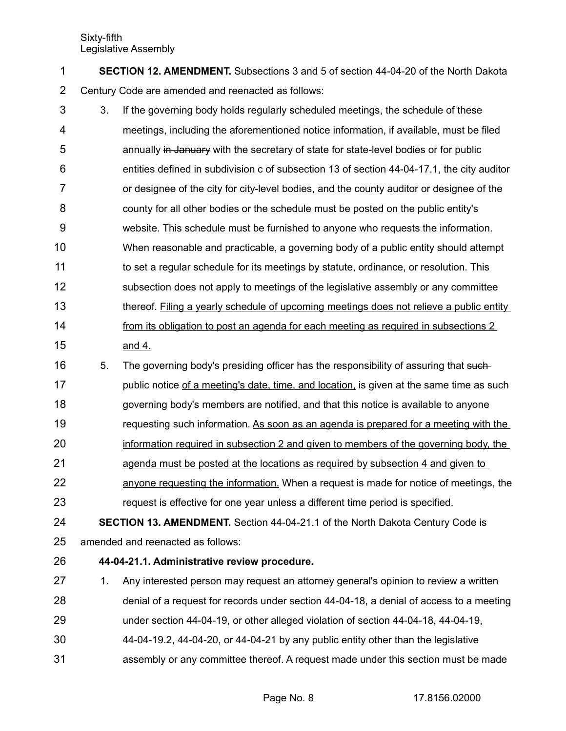**SECTION 12. AMENDMENT.** Subsections 3 and 5 of section 44-04-20 of the North Dakota Century Code are amended and reenacted as follows:

3. If the governing body holds regularly scheduled meetings, the schedule of these meetings, including the aforementioned notice information, if available, must be filed annually ~~in January~~ with the secretary of state for state-level bodies or for public entities defined in subdivision c of subsection 13 of section 44-04-17.1, the city auditor or designee of the city for city-level bodies, and the county auditor or designee of the county for all other bodies or the schedule must be posted on the public entity's website. This schedule must be furnished to anyone who requests the information. When reasonable and practicable, a governing body of a public entity should attempt to set a regular schedule for its meetings by statute, ordinance, or resolution. This subsection does not apply to meetings of the legislative assembly or any committee thereof. <u>Filing a yearly schedule of upcoming meetings does not relieve a public entity from its obligation to post an agenda for each meeting as required in subsections 2 and 4.</u>

5. The governing body's presiding officer has the responsibility of assuring that ~~such~~ public notice <u>of a meeting's date, time, and location,</u> is given at the same time as such governing body's members are notified, and that this notice is available to anyone requesting such information. <u>As soon as an agenda is prepared for a meeting with the information required in subsection 2 and given to members of the governing body, the agenda must be posted at the locations as required by subsection 4 and given to anyone requesting the information.</u> When a request is made for notice of meetings, the request is effective for one year unless a different time period is specified.

**SECTION 13. AMENDMENT.** Section 44-04-21.1 of the North Dakota Century Code is amended and reenacted as follows:

**44-04-21.1. Administrative review procedure.**

1. Any interested person may request an attorney general's opinion to review a written denial of a request for records under section 44-04-18, a denial of access to a meeting under section 44-04-19, or other alleged violation of section 44-04-18, 44-04-19, 44-04-19.2, 44-04-20, or 44-04-21 by any public entity other than the legislative assembly or any committee thereof. A request made under this section must be made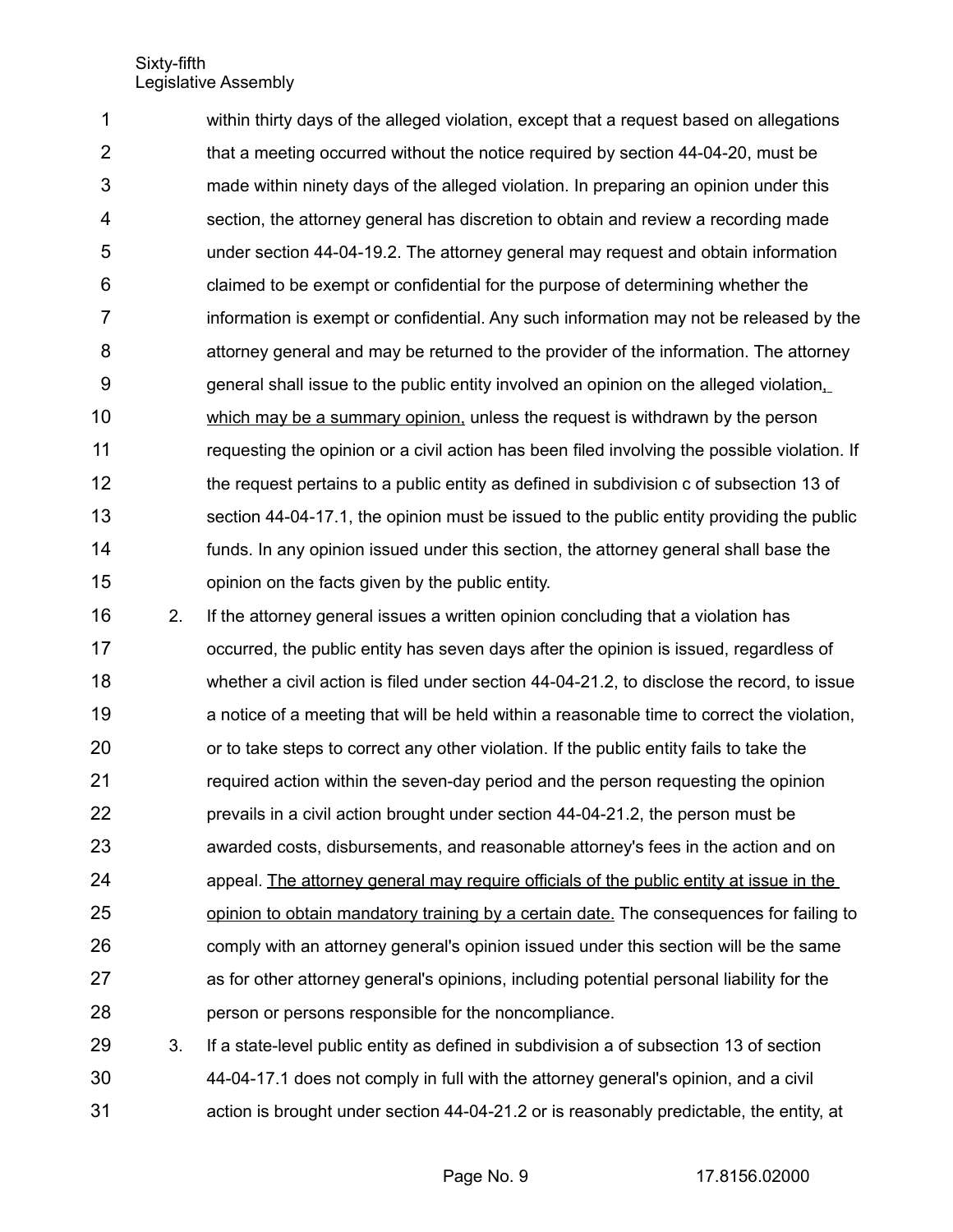within thirty days of the alleged violation, except that a request based on allegations that a meeting occurred without the notice required by section 44-04-20, must be made within ninety days of the alleged violation. In preparing an opinion under this section, the attorney general has discretion to obtain and review a recording made under section 44-04-19.2. The attorney general may request and obtain information claimed to be exempt or confidential for the purpose of determining whether the information is exempt or confidential. Any such information may not be released by the attorney general and may be returned to the provider of the information. The attorney general shall issue to the public entity involved an opinion on the alleged violation, which may be a summary opinion, unless the request is withdrawn by the person requesting the opinion or a civil action has been filed involving the possible violation. If the request pertains to a public entity as defined in subdivision c of subsection 13 of section 44-04-17.1, the opinion must be issued to the public entity providing the public funds. In any opinion issued under this section, the attorney general shall base the opinion on the facts given by the public entity.

2. If the attorney general issues a written opinion concluding that a violation has occurred, the public entity has seven days after the opinion is issued, regardless of whether a civil action is filed under section 44-04-21.2, to disclose the record, to issue a notice of a meeting that will be held within a reasonable time to correct the violation, or to take steps to correct any other violation. If the public entity fails to take the required action within the seven-day period and the person requesting the opinion prevails in a civil action brought under section 44-04-21.2, the person must be awarded costs, disbursements, and reasonable attorney's fees in the action and on appeal. The attorney general may require officials of the public entity at issue in the opinion to obtain mandatory training by a certain date. The consequences for failing to comply with an attorney general's opinion issued under this section will be the same as for other attorney general's opinions, including potential personal liability for the person or persons responsible for the noncompliance.

3. If a state-level public entity as defined in subdivision a of subsection 13 of section 44-04-17.1 does not comply in full with the attorney general's opinion, and a civil action is brought under section 44-04-21.2 or is reasonably predictable, the entity, at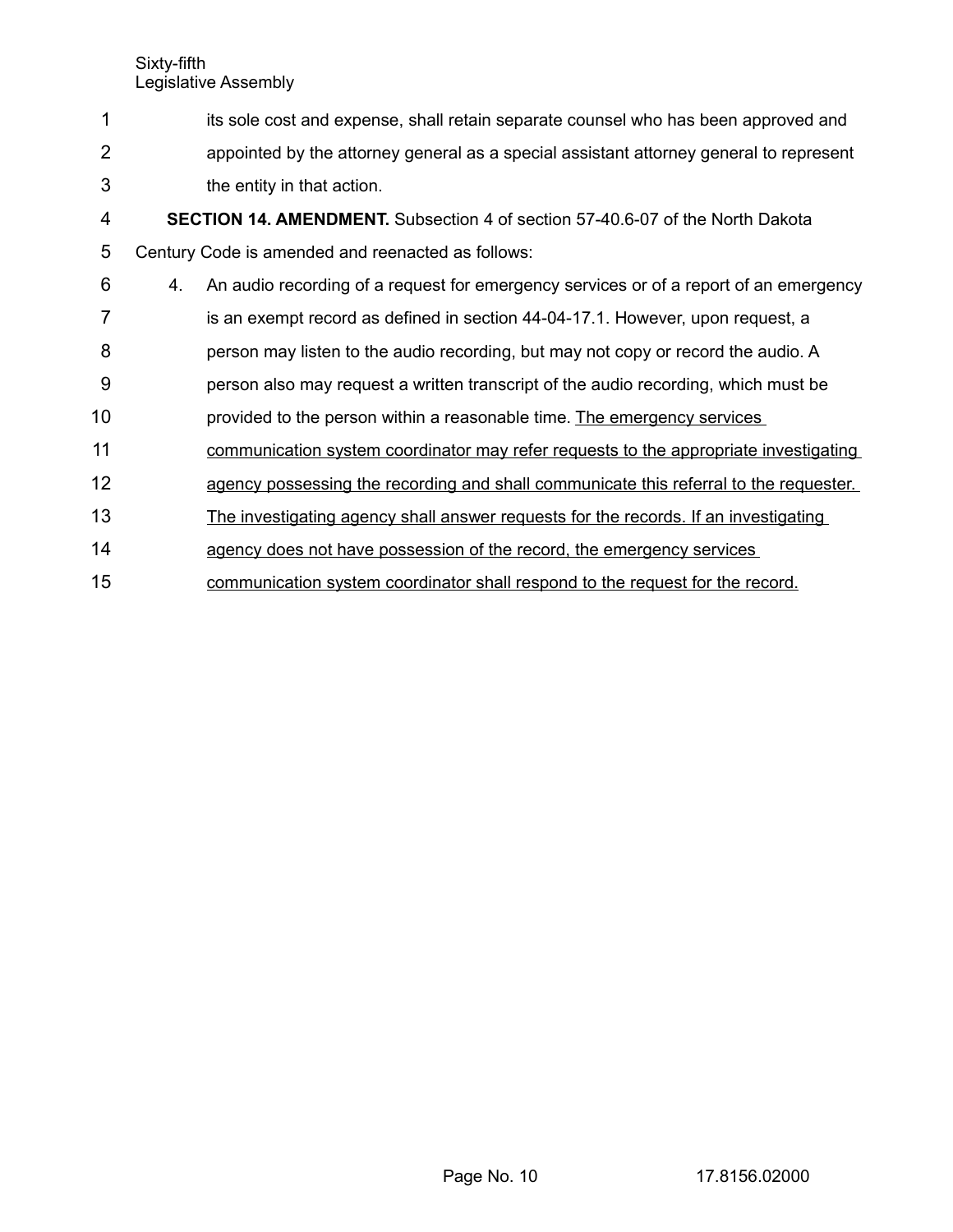its sole cost and expense, shall retain separate counsel who has been approved and appointed by the attorney general as a special assistant attorney general to represent the entity in that action.

**SECTION 14. AMENDMENT.** Subsection 4 of section 57-40.6-07 of the North Dakota Century Code is amended and reenacted as follows:

4. An audio recording of a request for emergency services or of a report of an emergency is an exempt record as defined in section 44-04-17.1. However, upon request, a person may listen to the audio recording, but may not copy or record the audio. A person also may request a written transcript of the audio recording, which must be provided to the person within a reasonable time. <u>The emergency services communication system coordinator may refer requests to the appropriate investigating agency possessing the recording and shall communicate this referral to the requester. The investigating agency shall answer requests for the records. If an investigating agency does not have possession of the record, the emergency services communication system coordinator shall respond to the request for the record.</u>